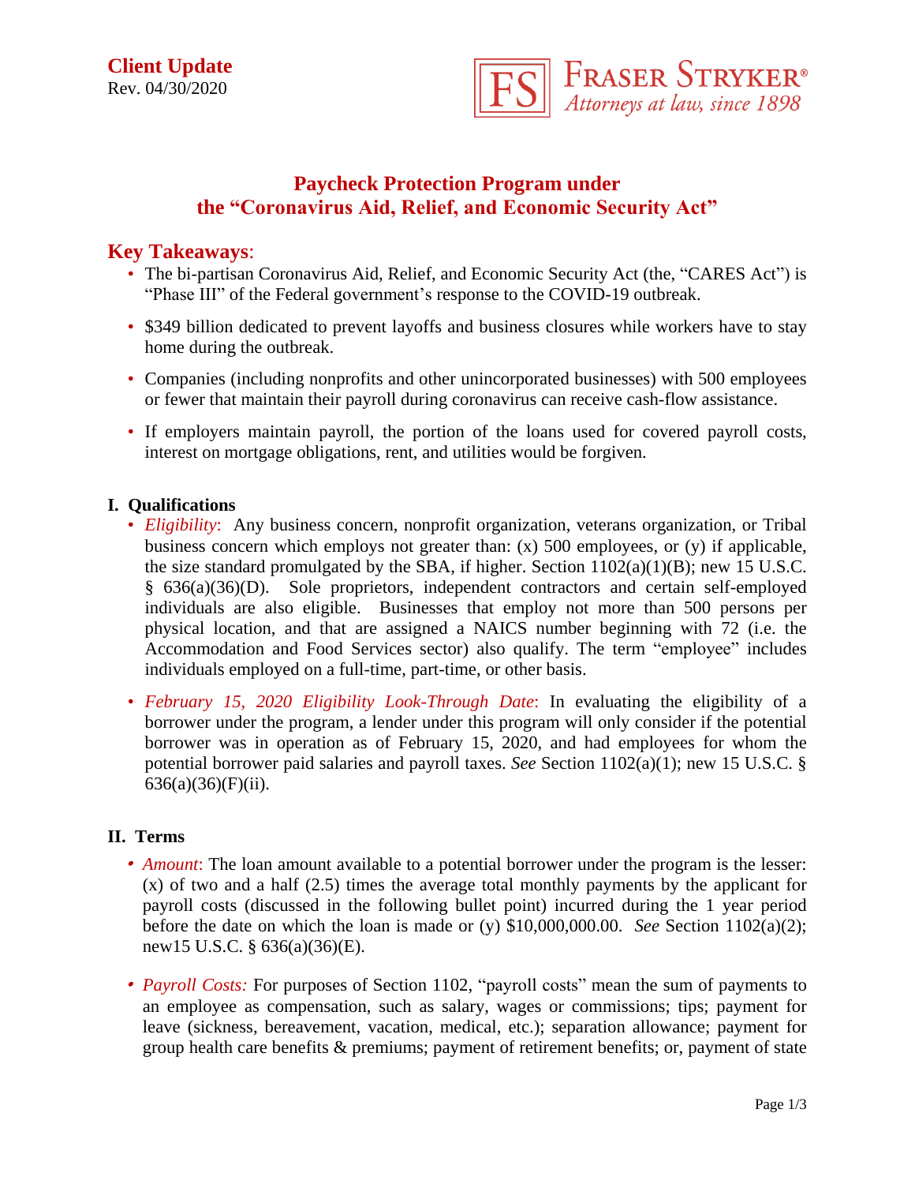**Client Update**
Rev. 04/30/2020

FRASER STRYKER®
*Attorneys at law, since 1898*

# Paycheck Protection Program under the "Coronavirus Aid, Relief, and Economic Security Act"

## Key Takeaways:

- The bi-partisan Coronavirus Aid, Relief, and Economic Security Act (the, "CARES Act") is "Phase III" of the Federal government's response to the COVID-19 outbreak.
- $349 billion dedicated to prevent layoffs and business closures while workers have to stay home during the outbreak.
- Companies (including nonprofits and other unincorporated businesses) with 500 employees or fewer that maintain their payroll during coronavirus can receive cash-flow assistance.
- If employers maintain payroll, the portion of the loans used for covered payroll costs, interest on mortgage obligations, rent, and utilities would be forgiven.

### I. Qualifications

- *Eligibility*: Any business concern, nonprofit organization, veterans organization, or Tribal business concern which employs not greater than: (x) 500 employees, or (y) if applicable, the size standard promulgated by the SBA, if higher. Section 1102(a)(1)(B); new 15 U.S.C. § 636(a)(36)(D). Sole proprietors, independent contractors and certain self-employed individuals are also eligible. Businesses that employ not more than 500 persons per physical location, and that are assigned a NAICS number beginning with 72 (i.e. the Accommodation and Food Services sector) also qualify. The term "employee" includes individuals employed on a full-time, part-time, or other basis.
- *February 15, 2020 Eligibility Look-Through Date*: In evaluating the eligibility of a borrower under the program, a lender under this program will only consider if the potential borrower was in operation as of February 15, 2020, and had employees for whom the potential borrower paid salaries and payroll taxes. *See* Section 1102(a)(1); new 15 U.S.C. § 636(a)(36)(F)(ii).

### II. Terms

- *Amount*: The loan amount available to a potential borrower under the program is the lesser: (x) of two and a half (2.5) times the average total monthly payments by the applicant for payroll costs (discussed in the following bullet point) incurred during the 1 year period before the date on which the loan is made or (y) $10,000,000.00. *See* Section 1102(a)(2); new15 U.S.C. § 636(a)(36)(E).
- *Payroll Costs:* For purposes of Section 1102, "payroll costs" mean the sum of payments to an employee as compensation, such as salary, wages or commissions; tips; payment for leave (sickness, bereavement, vacation, medical, etc.); separation allowance; payment for group health care benefits & premiums; payment of retirement benefits; or, payment of state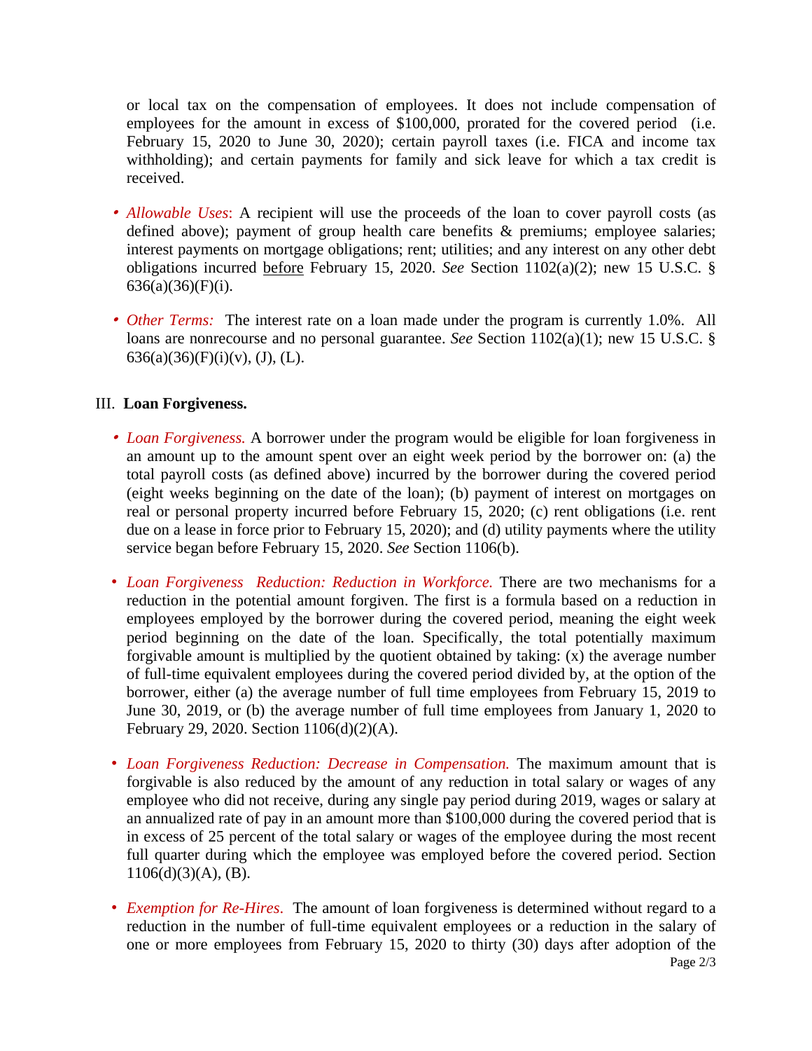or local tax on the compensation of employees. It does not include compensation of employees for the amount in excess of $100,000, prorated for the covered period (i.e. February 15, 2020 to June 30, 2020); certain payroll taxes (i.e. FICA and income tax withholding); and certain payments for family and sick leave for which a tax credit is received.

- *Allowable Uses*: A recipient will use the proceeds of the loan to cover payroll costs (as defined above); payment of group health care benefits & premiums; employee salaries; interest payments on mortgage obligations; rent; utilities; and any interest on any other debt obligations incurred <u>before</u> February 15, 2020. *See* Section 1102(a)(2); new 15 U.S.C. § 636(a)(36)(F)(i).

- *Other Terms:* The interest rate on a loan made under the program is currently 1.0%. All loans are nonrecourse and no personal guarantee. *See* Section 1102(a)(1); new 15 U.S.C. § 636(a)(36)(F)(i)(v), (J), (L).

## III. **Loan Forgiveness.**

- *Loan Forgiveness.* A borrower under the program would be eligible for loan forgiveness in an amount up to the amount spent over an eight week period by the borrower on: (a) the total payroll costs (as defined above) incurred by the borrower during the covered period (eight weeks beginning on the date of the loan); (b) payment of interest on mortgages on real or personal property incurred before February 15, 2020; (c) rent obligations (i.e. rent due on a lease in force prior to February 15, 2020); and (d) utility payments where the utility service began before February 15, 2020. *See* Section 1106(b).

- *Loan Forgiveness Reduction: Reduction in Workforce.* There are two mechanisms for a reduction in the potential amount forgiven. The first is a formula based on a reduction in employees employed by the borrower during the covered period, meaning the eight week period beginning on the date of the loan. Specifically, the total potentially maximum forgivable amount is multiplied by the quotient obtained by taking: (x) the average number of full-time equivalent employees during the covered period divided by, at the option of the borrower, either (a) the average number of full time employees from February 15, 2019 to June 30, 2019, or (b) the average number of full time employees from January 1, 2020 to February 29, 2020. Section 1106(d)(2)(A).

- *Loan Forgiveness Reduction: Decrease in Compensation.* The maximum amount that is forgivable is also reduced by the amount of any reduction in total salary or wages of any employee who did not receive, during any single pay period during 2019, wages or salary at an annualized rate of pay in an amount more than $100,000 during the covered period that is in excess of 25 percent of the total salary or wages of the employee during the most recent full quarter during which the employee was employed before the covered period. Section 1106(d)(3)(A), (B).

- *Exemption for Re-Hires*. The amount of loan forgiveness is determined without regard to a reduction in the number of full-time equivalent employees or a reduction in the salary of one or more employees from February 15, 2020 to thirty (30) days after adoption of the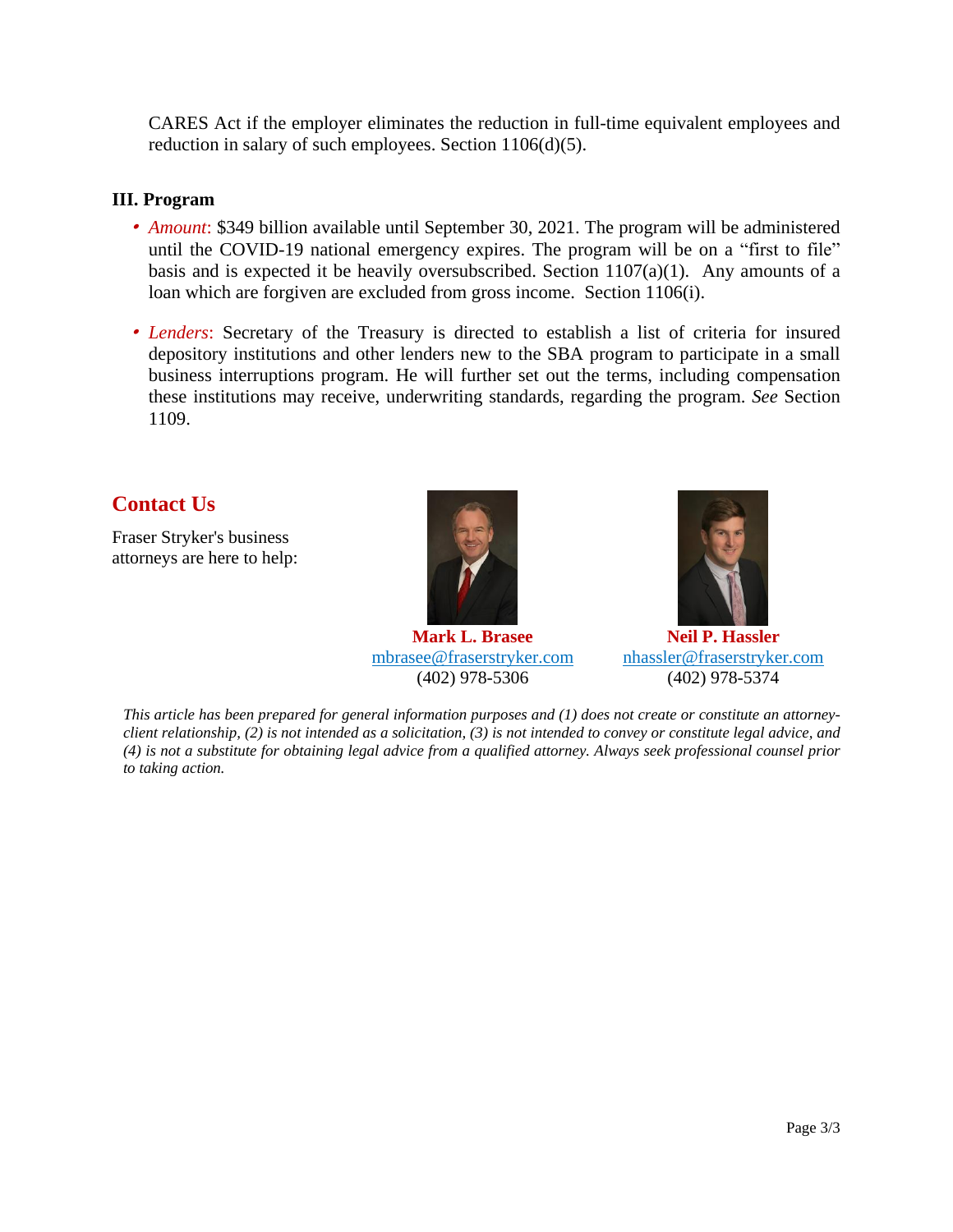CARES Act if the employer eliminates the reduction in full-time equivalent employees and reduction in salary of such employees. Section 1106(d)(5).

### III. Program

- *Amount*: $349 billion available until September 30, 2021. The program will be administered until the COVID-19 national emergency expires. The program will be on a "first to file" basis and is expected it be heavily oversubscribed. Section 1107(a)(1). Any amounts of a loan which are forgiven are excluded from gross income. Section 1106(i).

- *Lenders*: Secretary of the Treasury is directed to establish a list of criteria for insured depository institutions and other lenders new to the SBA program to participate in a small business interruptions program. He will further set out the terms, including compensation these institutions may receive, underwriting standards, regarding the program. *See* Section 1109.

## Contact Us

Fraser Stryker's business attorneys are here to help:

**Mark L. Brasee**
mbrasee@fraserstryker.com
(402) 978-5306

**Neil P. Hassler**
nhassler@fraserstryker.com
(402) 978-5374

*This article has been prepared for general information purposes and (1) does not create or constitute an attorney-client relationship, (2) is not intended as a solicitation, (3) is not intended to convey or constitute legal advice, and (4) is not a substitute for obtaining legal advice from a qualified attorney. Always seek professional counsel prior to taking action.*